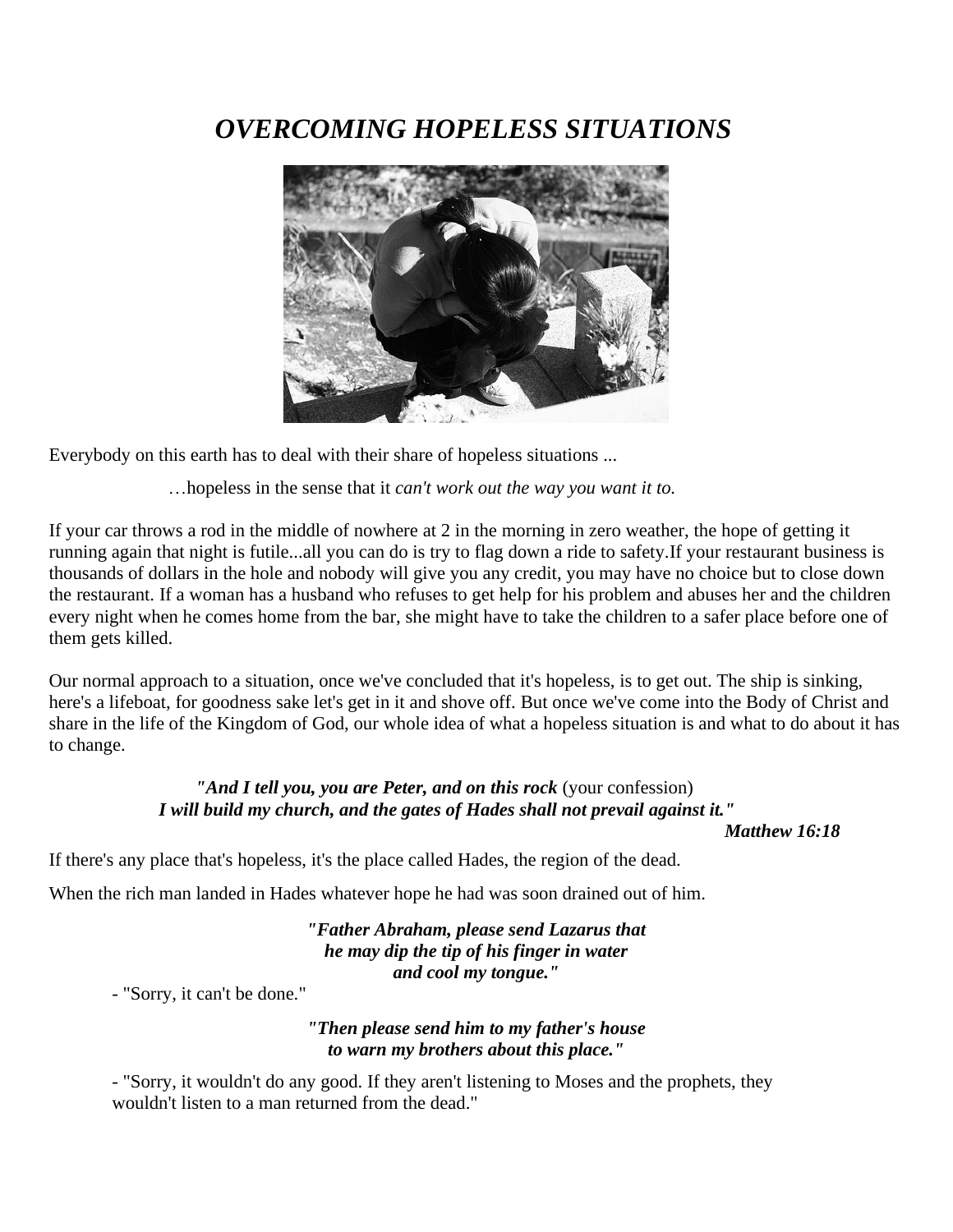# *OVERCOMING HOPELESS SITUATIONS*

Everybody on this earth has to deal with their share of hopeless situations ...

…hopeless in the sense that it *can't work out the way you want it to.*

If your car throws a rod in the middle of nowhere at 2 in the morning in zero weather, the hope of getting it running again that night is futile...all you can do is try to flag down a ride to safety.If your restaurant business is thousands of dollars in the hole and nobody will give you any credit, you may have no choice but to close down the restaurant. If a woman has a husband who refuses to get help for his problem and abuses her and the children every night when he comes home from the bar, she might have to take the children to a safer place before one of them gets killed.

Our normal approach to a situation, once we've concluded that it's hopeless, is to get out. The ship is sinking, here's a lifeboat, for goodness sake let's get in it and shove off. But once we've come into the Body of Christ and share in the life of the Kingdom of God, our whole idea of what a hopeless situation is and what to do about it has to change.

> ***"And I tell you, you are Peter, and on this rock*** (your confession)
> ***I will build my church, and the gates of Hades shall not prevail against it."***
>
> ***Matthew 16:18***

If there's any place that's hopeless, it's the place called Hades, the region of the dead.

When the rich man landed in Hades whatever hope he had was soon drained out of him.

> ***"Father Abraham, please send Lazarus that***
> ***he may dip the tip of his finger in water***
> ***and cool my tongue."***

- "Sorry, it can't be done."

> ***"Then please send him to my father's house***
> ***to warn my brothers about this place."***

- "Sorry, it wouldn't do any good. If they aren't listening to Moses and the prophets, they wouldn't listen to a man returned from the dead."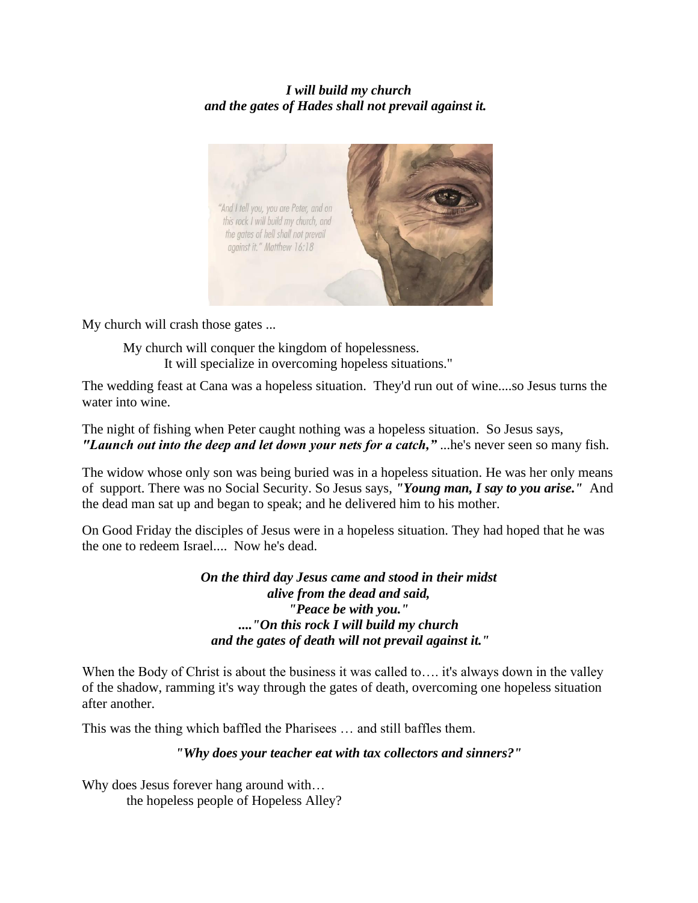***I will build my church***
***and the gates of Hades shall not prevail against it.***

My church will crash those gates ...

My church will conquer the kingdom of hopelessness.
It will specialize in overcoming hopeless situations."

The wedding feast at Cana was a hopeless situation. They'd run out of wine....so Jesus turns the water into wine.

The night of fishing when Peter caught nothing was a hopeless situation. So Jesus says, ***"Launch out into the deep and let down your nets for a catch,"*** ...he's never seen so many fish.

The widow whose only son was being buried was in a hopeless situation. He was her only means of support. There was no Social Security. So Jesus says, ***"Young man, I say to you arise."*** And the dead man sat up and began to speak; and he delivered him to his mother.

On Good Friday the disciples of Jesus were in a hopeless situation. They had hoped that he was the one to redeem Israel.... Now he's dead.

***On the third day Jesus came and stood in their midst***
***alive from the dead and said,***
***"Peace be with you."***
***...."On this rock I will build my church***
***and the gates of death will not prevail against it."***

When the Body of Christ is about the business it was called to…. it's always down in the valley of the shadow, ramming it's way through the gates of death, overcoming one hopeless situation after another.

This was the thing which baffled the Pharisees … and still baffles them.

***"Why does your teacher eat with tax collectors and sinners?"***

Why does Jesus forever hang around with…
the hopeless people of Hopeless Alley?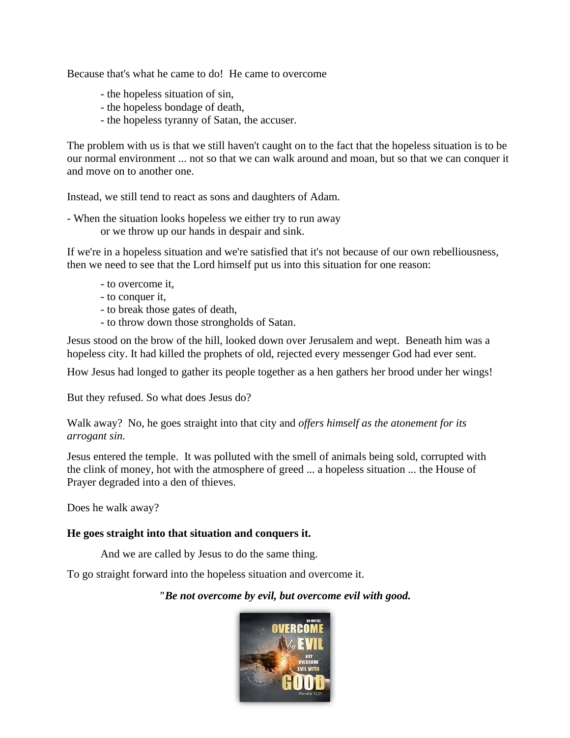Because that's what he came to do!  He came to overcome

- the hopeless situation of sin,
- the hopeless bondage of death,
- the hopeless tyranny of Satan, the accuser.

The problem with us is that we still haven't caught on to the fact that the hopeless situation is to be our normal environment ... not so that we can walk around and moan, but so that we can conquer it and move on to another one.

Instead, we still tend to react as sons and daughters of Adam.

- When the situation looks hopeless we either try to run away
  or we throw up our hands in despair and sink.

If we're in a hopeless situation and we're satisfied that it's not because of our own rebelliousness, then we need to see that the Lord himself put us into this situation for one reason:

- to overcome it,
- to conquer it,
- to break those gates of death,
- to throw down those strongholds of Satan.

Jesus stood on the brow of the hill, looked down over Jerusalem and wept.  Beneath him was a hopeless city. It had killed the prophets of old, rejected every messenger God had ever sent.

How Jesus had longed to gather its people together as a hen gathers her brood under her wings!

But they refused. So what does Jesus do?

Walk away?  No, he goes straight into that city and *offers himself as the atonement for its arrogant sin.*

Jesus entered the temple.  It was polluted with the smell of animals being sold, corrupted with the clink of money, hot with the atmosphere of greed ... a hopeless situation ... the House of Prayer degraded into a den of thieves.

Does he walk away?

**He goes straight into that situation and conquers it.**

And we are called by Jesus to do the same thing.

To go straight forward into the hopeless situation and overcome it.

***"Be not overcome by evil, but overcome evil with good.***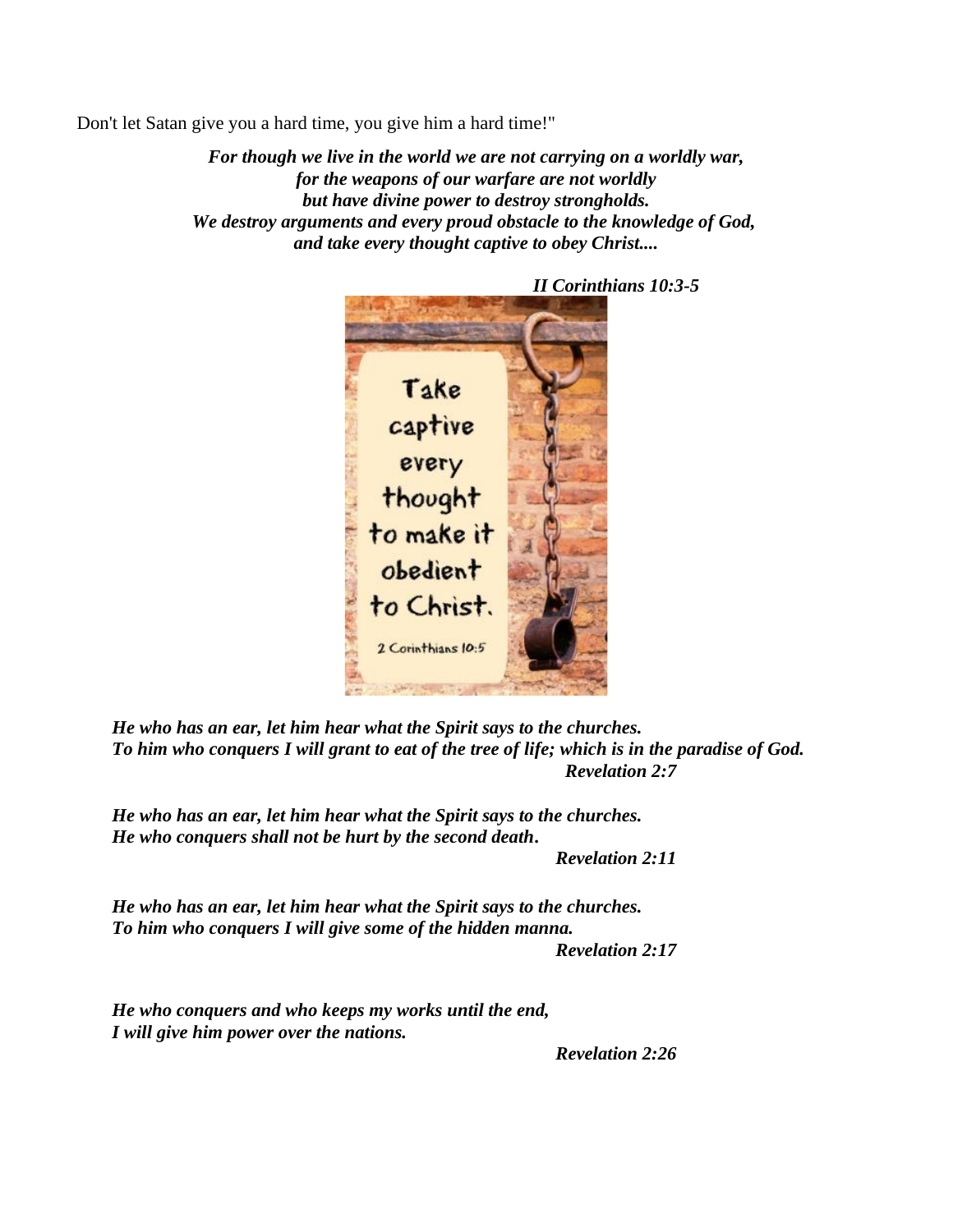Don't let Satan give you a hard time, you give him a hard time!"

***For though we live in the world we are not carrying on a worldly war,***
***for the weapons of our warfare are not worldly***
***but have divine power to destroy strongholds.***
***We destroy arguments and every proud obstacle to the knowledge of God,***
***and take every thought captive to obey Christ....***

***II Corinthians 10:3-5***

***He who has an ear, let him hear what the Spirit says to the churches.***
***To him who conquers I will grant to eat of the tree of life; which is in the paradise of God.***
***Revelation 2:7***

***He who has an ear, let him hear what the Spirit says to the churches.***
***He who conquers shall not be hurt by the second death.***
***Revelation 2:11***

***He who has an ear, let him hear what the Spirit says to the churches.***
***To him who conquers I will give some of the hidden manna.***
***Revelation 2:17***

***He who conquers and who keeps my works until the end,***
***I will give him power over the nations.***
***Revelation 2:26***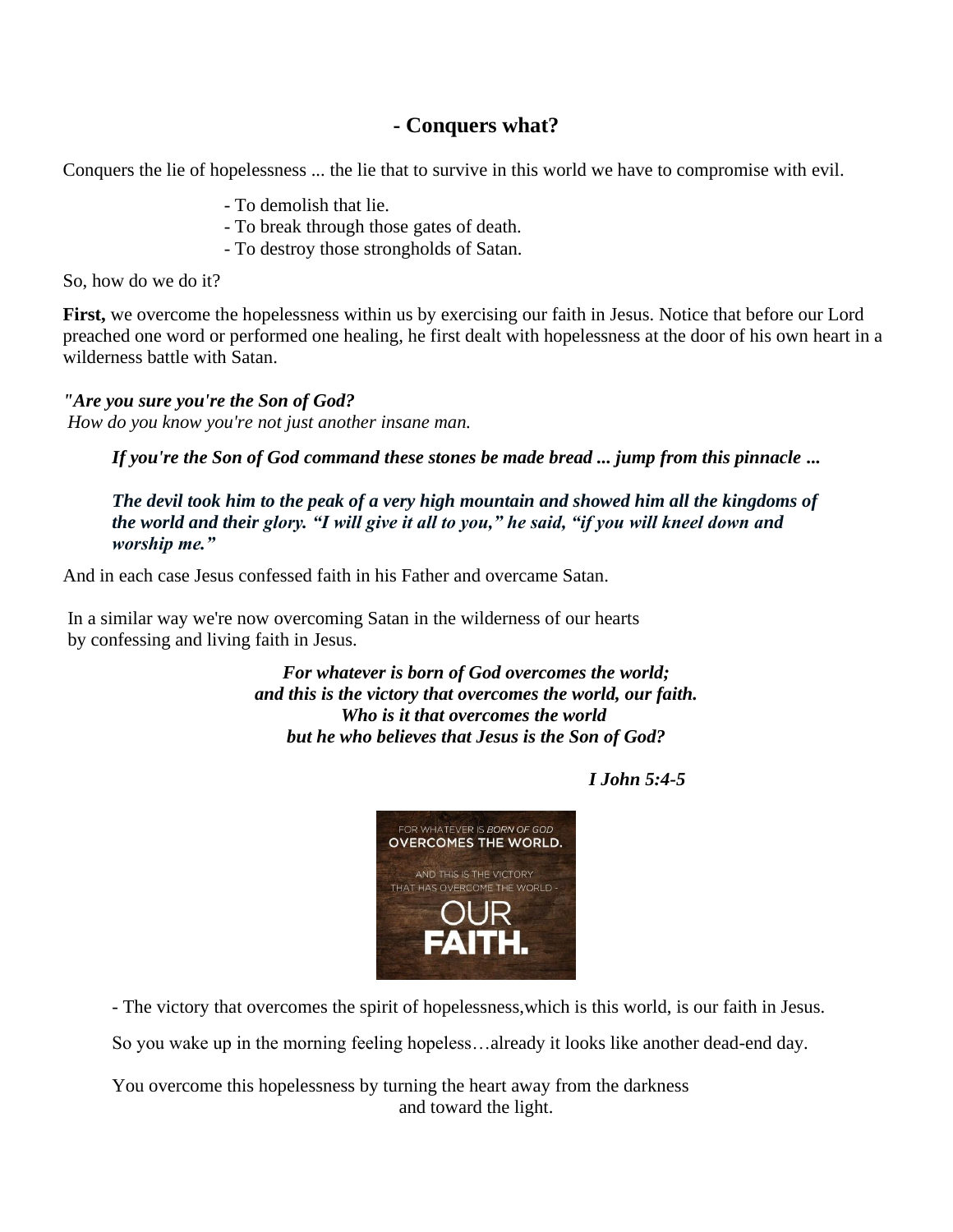## - Conquers what?

Conquers the lie of hopelessness ... the lie that to survive in this world we have to compromise with evil.

- To demolish that lie.
- To break through those gates of death.
- To destroy those strongholds of Satan.

So, how do we do it?

**First,** we overcome the hopelessness within us by exercising our faith in Jesus. Notice that before our Lord preached one word or performed one healing, he first dealt with hopelessness at the door of his own heart in a wilderness battle with Satan.

***"Are you sure you're the Son of God?***
*How do you know you're not just another insane man.*

***If you're the Son of God command these stones be made bread ... jump from this pinnacle ...***

***The devil took him to the peak of a very high mountain and showed him all the kingdoms of the world and their glory. "I will give it all to you," he said, "if you will kneel down and worship me."***

And in each case Jesus confessed faith in his Father and overcame Satan.

In a similar way we're now overcoming Satan in the wilderness of our hearts by confessing and living faith in Jesus.

***For whatever is born of God overcomes the world;***
***and this is the victory that overcomes the world, our faith.***
***Who is it that overcomes the world***
***but he who believes that Jesus is the Son of God?***

***I John 5:4-5***

FOR WHATEVER IS *BORN OF GOD* OVERCOMES THE WORLD. AND THIS IS THE VICTORY THAT HAS OVERCOME THE WORLD - OUR FAITH.

- The victory that overcomes the spirit of hopelessness,which is this world, is our faith in Jesus.

So you wake up in the morning feeling hopeless…already it looks like another dead-end day.

You overcome this hopelessness by turning the heart away from the darkness and toward the light.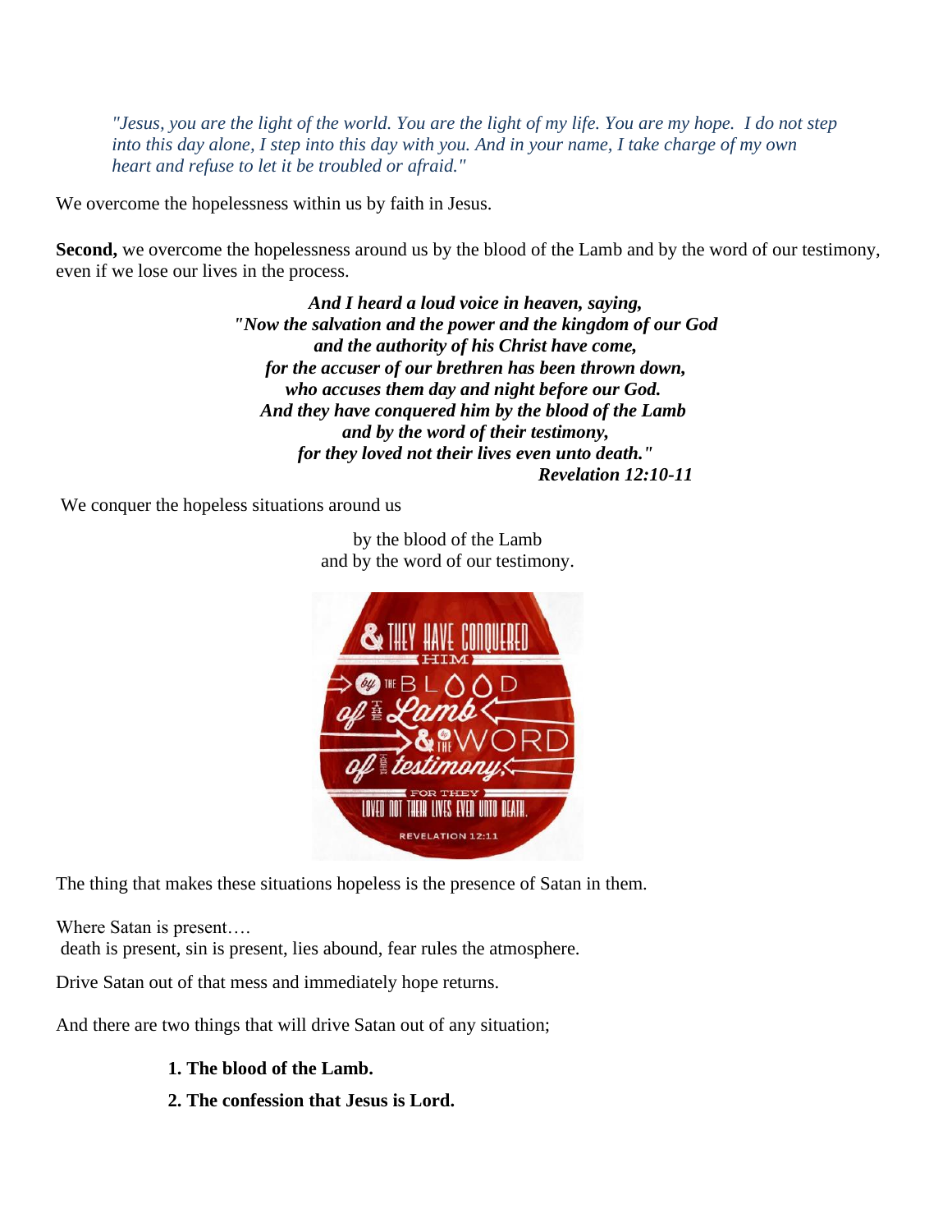*"Jesus, you are the light of the world. You are the light of my life. You are my hope. I do not step into this day alone, I step into this day with you. And in your name, I take charge of my own heart and refuse to let it be troubled or afraid."*

We overcome the hopelessness within us by faith in Jesus.

**Second,** we overcome the hopelessness around us by the blood of the Lamb and by the word of our testimony, even if we lose our lives in the process.

***And I heard a loud voice in heaven, saying,***
***"Now the salvation and the power and the kingdom of our God***
***and the authority of his Christ have come,***
***for the accuser of our brethren has been thrown down,***
***who accuses them day and night before our God.***
***And they have conquered him by the blood of the Lamb***
***and by the word of their testimony,***
***for they loved not their lives even unto death."***
***Revelation 12:10-11***

We conquer the hopeless situations around us

by the blood of the Lamb
and by the word of our testimony.

The thing that makes these situations hopeless is the presence of Satan in them.

Where Satan is present….
death is present, sin is present, lies abound, fear rules the atmosphere.

Drive Satan out of that mess and immediately hope returns.

And there are two things that will drive Satan out of any situation;

1. **The blood of the Lamb.**
2. **The confession that Jesus is Lord.**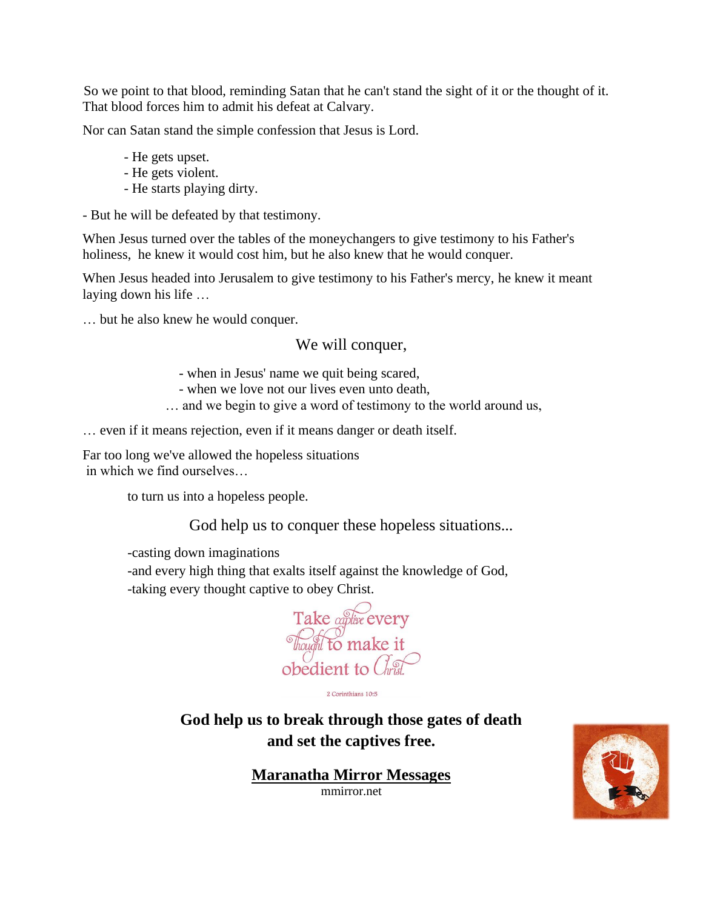So we point to that blood, reminding Satan that he can't stand the sight of it or the thought of it. That blood forces him to admit his defeat at Calvary.

Nor can Satan stand the simple confession that Jesus is Lord.

- He gets upset.
- He gets violent.
- He starts playing dirty.

- But he will be defeated by that testimony.

When Jesus turned over the tables of the moneychangers to give testimony to his Father's holiness, he knew it would cost him, but he also knew that he would conquer.

When Jesus headed into Jerusalem to give testimony to his Father's mercy, he knew it meant laying down his life …

… but he also knew he would conquer.

We will conquer,

- when in Jesus' name we quit being scared,
- when we love not our lives even unto death,

… and we begin to give a word of testimony to the world around us,

… even if it means rejection, even if it means danger or death itself.

Far too long we've allowed the hopeless situations in which we find ourselves…

to turn us into a hopeless people.

God help us to conquer these hopeless situations...

- casting down imaginations
- and every high thing that exalts itself against the knowledge of God,
- taking every thought captive to obey Christ.

Take captive every thought to make it obedient to Christ.

2 Corinthians 10:5

**God help us to break through those gates of death and set the captives free.**

**Maranatha Mirror Messages**

mmirror.net